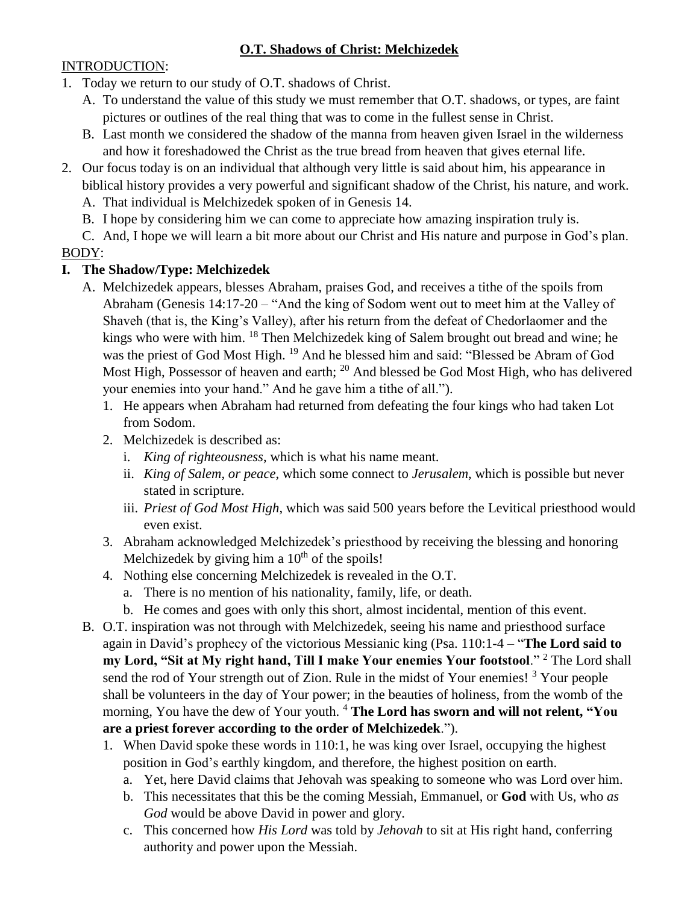**O.T. Shadows of Christ: Melchizedek**

INTRODUCTION:

1. Today we return to our study of O.T. shadows of Christ.
   A. To understand the value of this study we must remember that O.T. shadows, or types, are faint pictures or outlines of the real thing that was to come in the fullest sense in Christ.
   B. Last month we considered the shadow of the manna from heaven given Israel in the wilderness and how it foreshadowed the Christ as the true bread from heaven that gives eternal life.
2. Our focus today is on an individual that although very little is said about him, his appearance in biblical history provides a very powerful and significant shadow of the Christ, his nature, and work.
   A. That individual is Melchizedek spoken of in Genesis 14.
   B. I hope by considering him we can come to appreciate how amazing inspiration truly is.
   C. And, I hope we will learn a bit more about our Christ and His nature and purpose in God's plan.

BODY:

**I. The Shadow/Type: Melchizedek**

A. Melchizedek appears, blesses Abraham, praises God, and receives a tithe of the spoils from Abraham (Genesis 14:17-20 – "And the king of Sodom went out to meet him at the Valley of Shaveh (that is, the King's Valley), after his return from the defeat of Chedorlaomer and the kings who were with him. [18] Then Melchizedek king of Salem brought out bread and wine; he was the priest of God Most High. [19] And he blessed him and said: "Blessed be Abram of God Most High, Possessor of heaven and earth; [20] And blessed be God Most High, who has delivered your enemies into your hand." And he gave him a tithe of all.").

1. He appears when Abraham had returned from defeating the four kings who had taken Lot from Sodom.
2. Melchizedek is described as:
   i. *King of righteousness*, which is what his name meant.
   ii. *King of Salem, or peace*, which some connect to *Jerusalem*, which is possible but never stated in scripture.
   iii. *Priest of God Most High*, which was said 500 years before the Levitical priesthood would even exist.
3. Abraham acknowledged Melchizedek's priesthood by receiving the blessing and honoring Melchizedek by giving him a 10th of the spoils!
4. Nothing else concerning Melchizedek is revealed in the O.T.
   a. There is no mention of his nationality, family, life, or death.
   b. He comes and goes with only this short, almost incidental, mention of this event.

B. O.T. inspiration was not through with Melchizedek, seeing his name and priesthood surface again in David's prophecy of the victorious Messianic king (Psa. 110:1-4 – "**The Lord said to my Lord, "Sit at My right hand, Till I make Your enemies Your footstool**." [2] The Lord shall send the rod of Your strength out of Zion. Rule in the midst of Your enemies! [3] Your people shall be volunteers in the day of Your power; in the beauties of holiness, from the womb of the morning, You have the dew of Your youth. [4] **The Lord has sworn and will not relent, "You are a priest forever according to the order of Melchizedek**.").

1. When David spoke these words in 110:1, he was king over Israel, occupying the highest position in God's earthly kingdom, and therefore, the highest position on earth.
   a. Yet, here David claims that Jehovah was speaking to someone who was Lord over him.
   b. This necessitates that this be the coming Messiah, Emmanuel, or **God** with Us, who *as God* would be above David in power and glory.
   c. This concerned how *His Lord* was told by *Jehovah* to sit at His right hand, conferring authority and power upon the Messiah.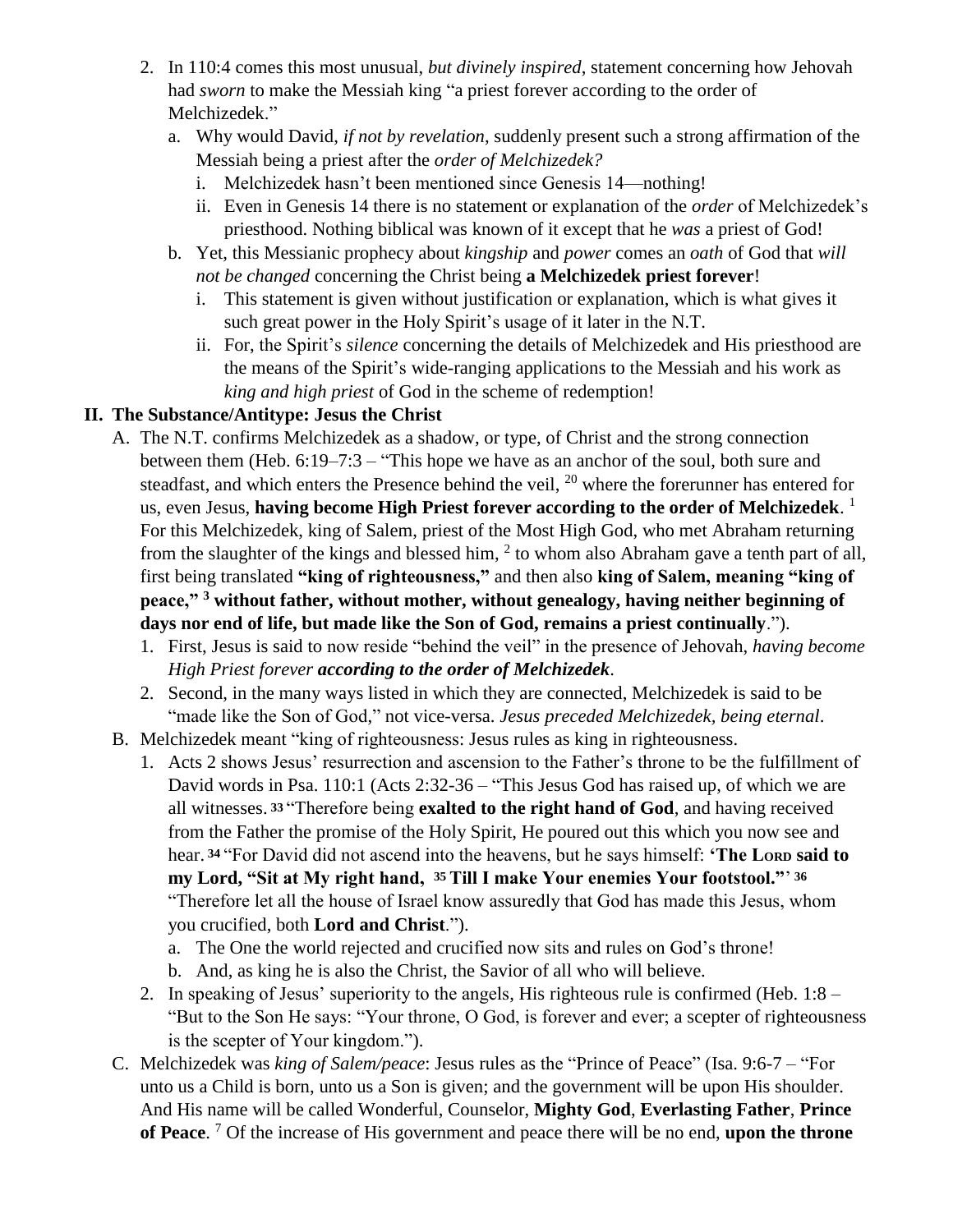2. In 110:4 comes this most unusual, *but divinely inspired*, statement concerning how Jehovah had *sworn* to make the Messiah king "a priest forever according to the order of Melchizedek."
   a. Why would David, *if not by revelation*, suddenly present such a strong affirmation of the Messiah being a priest after the *order of Melchizedek?*
      i. Melchizedek hasn't been mentioned since Genesis 14—nothing!
      ii. Even in Genesis 14 there is no statement or explanation of the *order* of Melchizedek's priesthood. Nothing biblical was known of it except that he *was* a priest of God!
   b. Yet, this Messianic prophecy about *kingship* and *power* comes an *oath* of God that *will not be changed* concerning the Christ being **a Melchizedek priest forever**!
      i. This statement is given without justification or explanation, which is what gives it such great power in the Holy Spirit's usage of it later in the N.T.
      ii. For, the Spirit's *silence* concerning the details of Melchizedek and His priesthood are the means of the Spirit's wide-ranging applications to the Messiah and his work as *king and high priest* of God in the scheme of redemption!

## II. The Substance/Antitype: Jesus the Christ

A. The N.T. confirms Melchizedek as a shadow, or type, of Christ and the strong connection between them (Heb. 6:19–7:3 – "This hope we have as an anchor of the soul, both sure and steadfast, and which enters the Presence behind the veil, [20] where the forerunner has entered for us, even Jesus, **having become High Priest forever according to the order of Melchizedek**. [1] For this Melchizedek, king of Salem, priest of the Most High God, who met Abraham returning from the slaughter of the kings and blessed him, [2] to whom also Abraham gave a tenth part of all, first being translated **"king of righteousness,"** and then also **king of Salem, meaning "king of peace," [3] without father, without mother, without genealogy, having neither beginning of days nor end of life, but made like the Son of God, remains a priest continually**.").
   1. First, Jesus is said to now reside "behind the veil" in the presence of Jehovah, *having become High Priest forever* ***according to the order of Melchizedek***.
   2. Second, in the many ways listed in which they are connected, Melchizedek is said to be "made like the Son of God," not vice-versa. *Jesus preceded Melchizedek, being eternal*.

B. Melchizedek meant "king of righteousness: Jesus rules as king in righteousness.
   1. Acts 2 shows Jesus' resurrection and ascension to the Father's throne to be the fulfillment of David words in Psa. 110:1 (Acts 2:32-36 – "This Jesus God has raised up, of which we are all witnesses. **33** "Therefore being **exalted to the right hand of God**, and having received from the Father the promise of the Holy Spirit, He poured out this which you now see and hear. **34** "For David did not ascend into the heavens, but he says himself: **'The LORD said to my Lord, "Sit at My right hand, 35 Till I make Your enemies Your footstool."' 36** "Therefore let all the house of Israel know assuredly that God has made this Jesus, whom you crucified, both **Lord and Christ**.").
      a. The One the world rejected and crucified now sits and rules on God's throne!
      b. And, as king he is also the Christ, the Savior of all who will believe.
   2. In speaking of Jesus' superiority to the angels, His righteous rule is confirmed (Heb. 1:8 – "But to the Son He says: "Your throne, O God, is forever and ever; a scepter of righteousness is the scepter of Your kingdom.").

C. Melchizedek was *king of Salem/peace*: Jesus rules as the "Prince of Peace" (Isa. 9:6-7 – "For unto us a Child is born, unto us a Son is given; and the government will be upon His shoulder. And His name will be called Wonderful, Counselor, **Mighty God**, **Everlasting Father**, **Prince of Peace**. [7] Of the increase of His government and peace there will be no end, **upon the throne**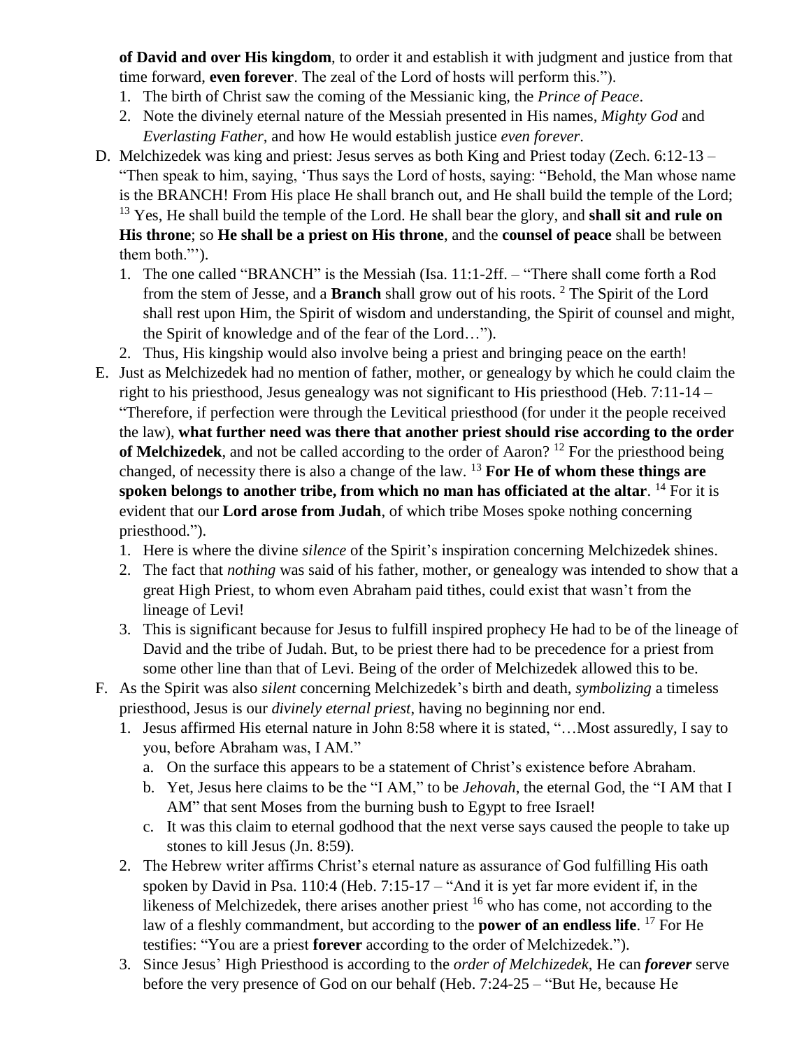**of David and over His kingdom**, to order it and establish it with judgment and justice from that time forward, **even forever**. The zeal of the Lord of hosts will perform this.").

1. The birth of Christ saw the coming of the Messianic king, the *Prince of Peace*.
2. Note the divinely eternal nature of the Messiah presented in His names, *Mighty God* and *Everlasting Father*, and how He would establish justice *even forever*.

D. Melchizedek was king and priest: Jesus serves as both King and Priest today (Zech. 6:12-13 – "Then speak to him, saying, 'Thus says the Lord of hosts, saying: "Behold, the Man whose name is the BRANCH! From His place He shall branch out, and He shall build the temple of the Lord; [13] Yes, He shall build the temple of the Lord. He shall bear the glory, and **shall sit and rule on His throne**; so **He shall be a priest on His throne**, and the **counsel of peace** shall be between them both."').

1. The one called "BRANCH" is the Messiah (Isa. 11:1-2ff. – "There shall come forth a Rod from the stem of Jesse, and a **Branch** shall grow out of his roots. [2] The Spirit of the Lord shall rest upon Him, the Spirit of wisdom and understanding, the Spirit of counsel and might, the Spirit of knowledge and of the fear of the Lord…").
2. Thus, His kingship would also involve being a priest and bringing peace on the earth!

E. Just as Melchizedek had no mention of father, mother, or genealogy by which he could claim the right to his priesthood, Jesus genealogy was not significant to His priesthood (Heb. 7:11-14 – "Therefore, if perfection were through the Levitical priesthood (for under it the people received the law), **what further need was there that another priest should rise according to the order of Melchizedek**, and not be called according to the order of Aaron? [12] For the priesthood being changed, of necessity there is also a change of the law. [13] **For He of whom these things are spoken belongs to another tribe, from which no man has officiated at the altar**. [14] For it is evident that our **Lord arose from Judah**, of which tribe Moses spoke nothing concerning priesthood.").

1. Here is where the divine *silence* of the Spirit's inspiration concerning Melchizedek shines.
2. The fact that *nothing* was said of his father, mother, or genealogy was intended to show that a great High Priest, to whom even Abraham paid tithes, could exist that wasn't from the lineage of Levi!
3. This is significant because for Jesus to fulfill inspired prophecy He had to be of the lineage of David and the tribe of Judah. But, to be priest there had to be precedence for a priest from some other line than that of Levi. Being of the order of Melchizedek allowed this to be.

F. As the Spirit was also *silent* concerning Melchizedek's birth and death, *symbolizing* a timeless priesthood, Jesus is our *divinely eternal priest*, having no beginning nor end.

1. Jesus affirmed His eternal nature in John 8:58 where it is stated, "…Most assuredly, I say to you, before Abraham was, I AM."
   a. On the surface this appears to be a statement of Christ's existence before Abraham.
   b. Yet, Jesus here claims to be the "I AM," to be *Jehovah*, the eternal God, the "I AM that I AM" that sent Moses from the burning bush to Egypt to free Israel!
   c. It was this claim to eternal godhood that the next verse says caused the people to take up stones to kill Jesus (Jn. 8:59).
2. The Hebrew writer affirms Christ's eternal nature as assurance of God fulfilling His oath spoken by David in Psa. 110:4 (Heb. 7:15-17 – "And it is yet far more evident if, in the likeness of Melchizedek, there arises another priest [16] who has come, not according to the law of a fleshly commandment, but according to the **power of an endless life**. [17] For He testifies: "You are a priest **forever** according to the order of Melchizedek.").
3. Since Jesus' High Priesthood is according to the *order of Melchizedek*, He can ***forever*** serve before the very presence of God on our behalf (Heb. 7:24-25 – "But He, because He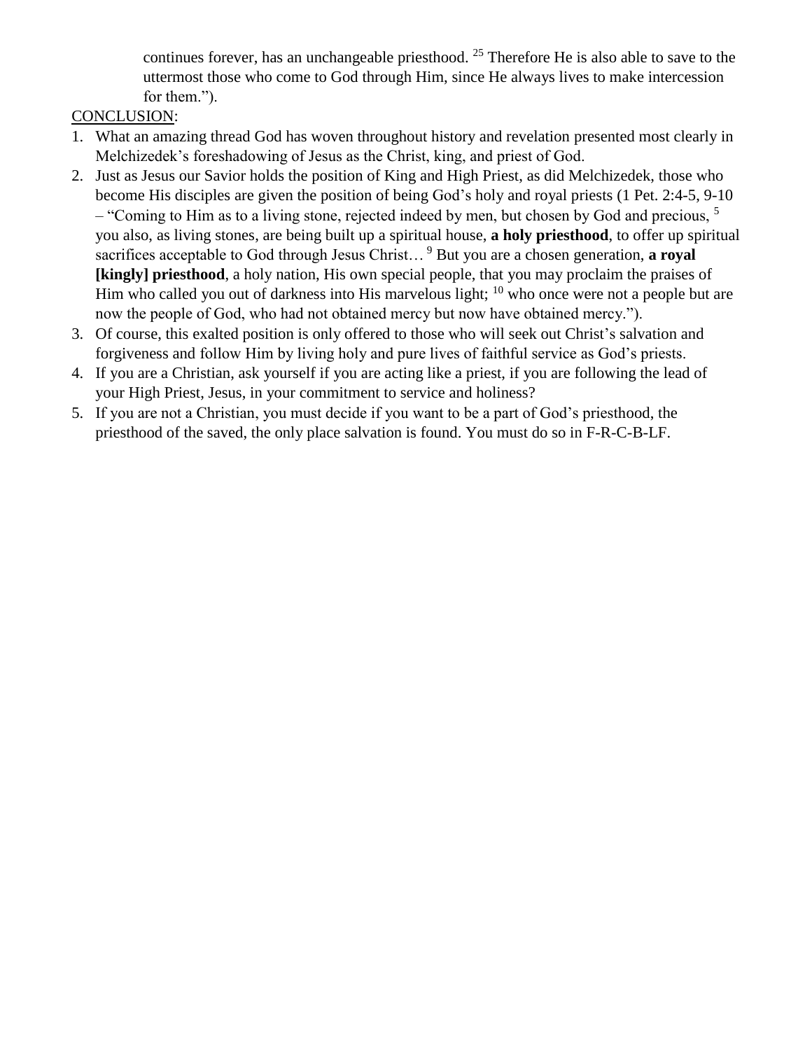continues forever, has an unchangeable priesthood. [25] Therefore He is also able to save to the uttermost those who come to God through Him, since He always lives to make intercession for them.").

CONCLUSION:

1. What an amazing thread God has woven throughout history and revelation presented most clearly in Melchizedek's foreshadowing of Jesus as the Christ, king, and priest of God.
2. Just as Jesus our Savior holds the position of King and High Priest, as did Melchizedek, those who become His disciples are given the position of being God's holy and royal priests (1 Pet. 2:4-5, 9-10 – "Coming to Him as to a living stone, rejected indeed by men, but chosen by God and precious, [5] you also, as living stones, are being built up a spiritual house, **a holy priesthood**, to offer up spiritual sacrifices acceptable to God through Jesus Christ… [9] But you are a chosen generation, **a royal [kingly] priesthood**, a holy nation, His own special people, that you may proclaim the praises of Him who called you out of darkness into His marvelous light; [10] who once were not a people but are now the people of God, who had not obtained mercy but now have obtained mercy.").
3. Of course, this exalted position is only offered to those who will seek out Christ's salvation and forgiveness and follow Him by living holy and pure lives of faithful service as God's priests.
4. If you are a Christian, ask yourself if you are acting like a priest, if you are following the lead of your High Priest, Jesus, in your commitment to service and holiness?
5. If you are not a Christian, you must decide if you want to be a part of God's priesthood, the priesthood of the saved, the only place salvation is found. You must do so in F-R-C-B-LF.